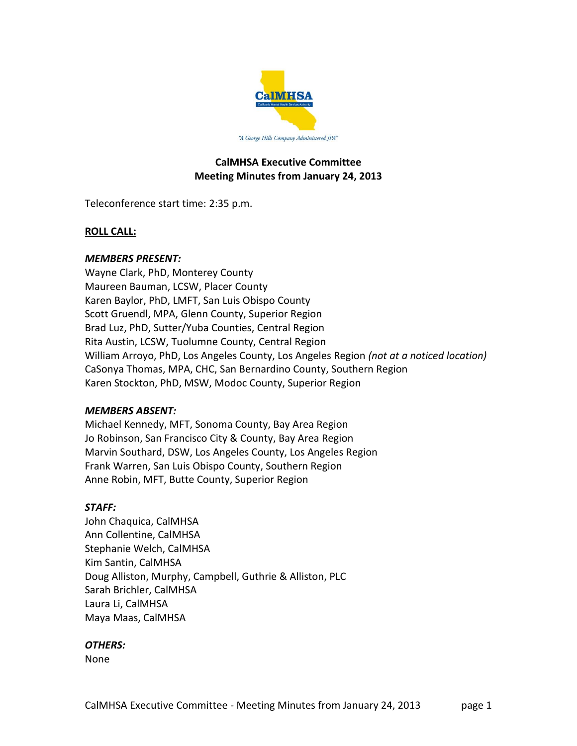"A George Hills Company Administered JPA"

## CalMHSA Executive Committee
## Meeting Minutes from January 24, 2013

Teleconference start time: 2:35 p.m.

**ROLL CALL:**

***MEMBERS PRESENT:***

Wayne Clark, PhD, Monterey County
Maureen Bauman, LCSW, Placer County
Karen Baylor, PhD, LMFT, San Luis Obispo County
Scott Gruendl, MPA, Glenn County, Superior Region
Brad Luz, PhD, Sutter/Yuba Counties, Central Region
Rita Austin, LCSW, Tuolumne County, Central Region
William Arroyo, PhD, Los Angeles County, Los Angeles Region *(not at a noticed location)*
CaSonya Thomas, MPA, CHC, San Bernardino County, Southern Region
Karen Stockton, PhD, MSW, Modoc County, Superior Region

***MEMBERS ABSENT:***

Michael Kennedy, MFT, Sonoma County, Bay Area Region
Jo Robinson, San Francisco City & County, Bay Area Region
Marvin Southard, DSW, Los Angeles County, Los Angeles Region
Frank Warren, San Luis Obispo County, Southern Region
Anne Robin, MFT, Butte County, Superior Region

***STAFF:***

John Chaquica, CalMHSA
Ann Collentine, CalMHSA
Stephanie Welch, CalMHSA
Kim Santin, CalMHSA
Doug Alliston, Murphy, Campbell, Guthrie & Alliston, PLC
Sarah Brichler, CalMHSA
Laura Li, CalMHSA
Maya Maas, CalMHSA

***OTHERS:***

None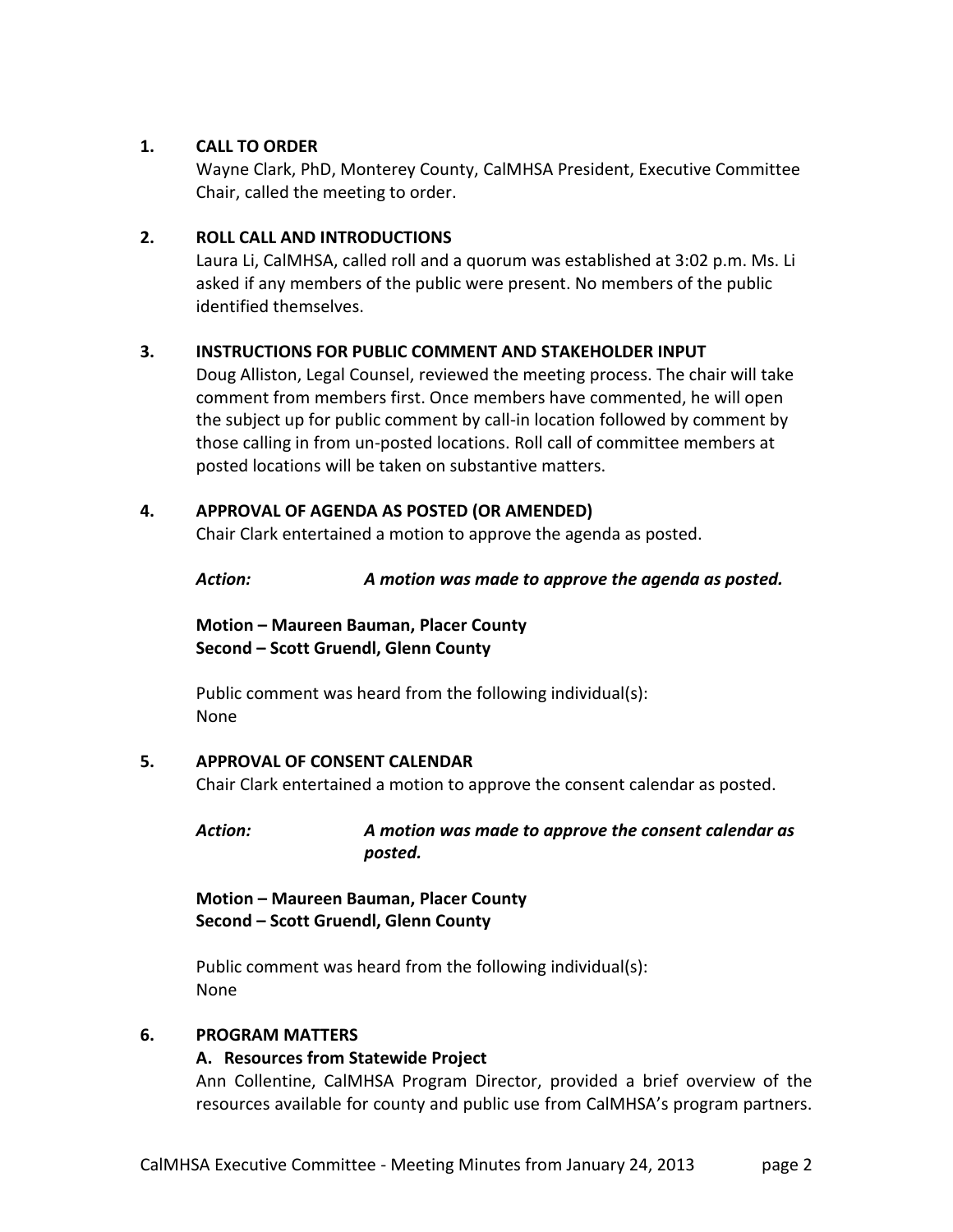## 1. CALL TO ORDER

Wayne Clark, PhD, Monterey County, CalMHSA President, Executive Committee Chair, called the meeting to order.

## 2. ROLL CALL AND INTRODUCTIONS

Laura Li, CalMHSA, called roll and a quorum was established at 3:02 p.m. Ms. Li asked if any members of the public were present. No members of the public identified themselves.

## 3. INSTRUCTIONS FOR PUBLIC COMMENT AND STAKEHOLDER INPUT

Doug Alliston, Legal Counsel, reviewed the meeting process. The chair will take comment from members first. Once members have commented, he will open the subject up for public comment by call-in location followed by comment by those calling in from un-posted locations. Roll call of committee members at posted locations will be taken on substantive matters.

## 4. APPROVAL OF AGENDA AS POSTED (OR AMENDED)

Chair Clark entertained a motion to approve the agenda as posted.

***Action:*** ***A motion was made to approve the agenda as posted.***

**Motion – Maureen Bauman, Placer County**
**Second – Scott Gruendl, Glenn County**

Public comment was heard from the following individual(s):
None

## 5. APPROVAL OF CONSENT CALENDAR

Chair Clark entertained a motion to approve the consent calendar as posted.

***Action:*** ***A motion was made to approve the consent calendar as posted.***

**Motion – Maureen Bauman, Placer County**
**Second – Scott Gruendl, Glenn County**

Public comment was heard from the following individual(s):
None

## 6. PROGRAM MATTERS

### A. Resources from Statewide Project

Ann Collentine, CalMHSA Program Director, provided a brief overview of the resources available for county and public use from CalMHSA's program partners.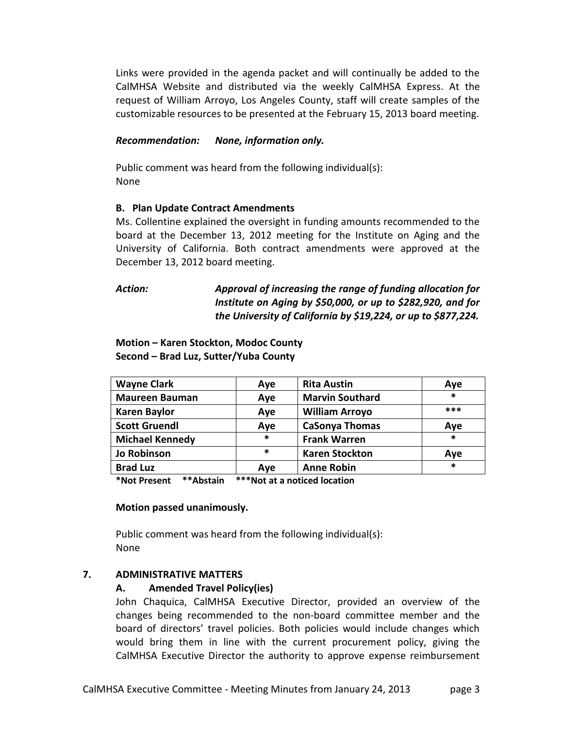Links were provided in the agenda packet and will continually be added to the CalMHSA Website and distributed via the weekly CalMHSA Express. At the request of William Arroyo, Los Angeles County, staff will create samples of the customizable resources to be presented at the February 15, 2013 board meeting.

***Recommendation:*** ***None, information only.***

Public comment was heard from the following individual(s):
None

**B. Plan Update Contract Amendments**

Ms. Collentine explained the oversight in funding amounts recommended to the board at the December 13, 2012 meeting for the Institute on Aging and the University of California. Both contract amendments were approved at the December 13, 2012 board meeting.

***Action:*** ***Approval of increasing the range of funding allocation for Institute on Aging by $50,000, or up to $282,920, and for the University of California by $19,224, or up to $877,224.***

**Motion – Karen Stockton, Modoc County**
**Second – Brad Luz, Sutter/Yuba County**

| | | | |
|---|---|---|---|
| **Wayne Clark** | Aye | **Rita Austin** | Aye |
| **Maureen Bauman** | Aye | **Marvin Southard** | * |
| **Karen Baylor** | Aye | **William Arroyo** | *** |
| **Scott Gruendl** | Aye | **CaSonya Thomas** | Aye |
| **Michael Kennedy** | * | **Frank Warren** | * |
| **Jo Robinson** | * | **Karen Stockton** | Aye |
| **Brad Luz** | Aye | **Anne Robin** | * |

**\*Not Present \*\*Abstain \*\*\*Not at a noticed location**

**Motion passed unanimously.**

Public comment was heard from the following individual(s):
None

## 7. ADMINISTRATIVE MATTERS

### A. Amended Travel Policy(ies)

John Chaquica, CalMHSA Executive Director, provided an overview of the changes being recommended to the non-board committee member and the board of directors' travel policies. Both policies would include changes which would bring them in line with the current procurement policy, giving the CalMHSA Executive Director the authority to approve expense reimbursement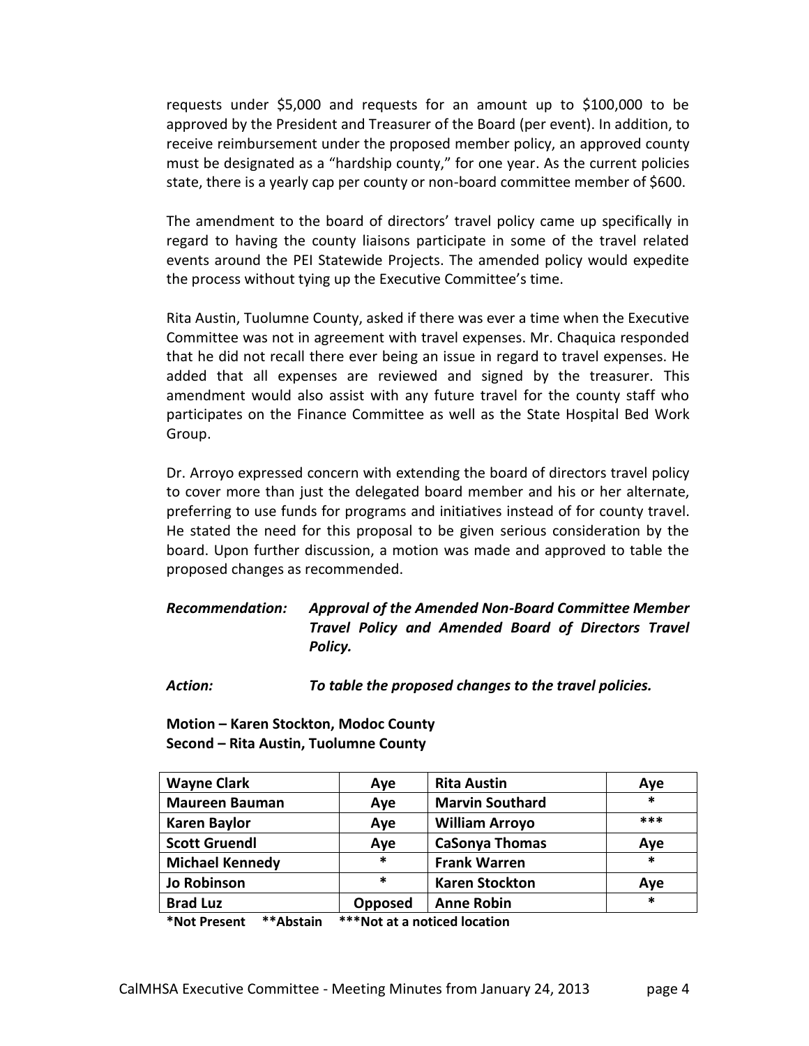requests under $5,000 and requests for an amount up to $100,000 to be approved by the President and Treasurer of the Board (per event). In addition, to receive reimbursement under the proposed member policy, an approved county must be designated as a "hardship county," for one year. As the current policies state, there is a yearly cap per county or non-board committee member of $600.

The amendment to the board of directors' travel policy came up specifically in regard to having the county liaisons participate in some of the travel related events around the PEI Statewide Projects. The amended policy would expedite the process without tying up the Executive Committee's time.

Rita Austin, Tuolumne County, asked if there was ever a time when the Executive Committee was not in agreement with travel expenses. Mr. Chaquica responded that he did not recall there ever being an issue in regard to travel expenses. He added that all expenses are reviewed and signed by the treasurer. This amendment would also assist with any future travel for the county staff who participates on the Finance Committee as well as the State Hospital Bed Work Group.

Dr. Arroyo expressed concern with extending the board of directors travel policy to cover more than just the delegated board member and his or her alternate, preferring to use funds for programs and initiatives instead of for county travel. He stated the need for this proposal to be given serious consideration by the board. Upon further discussion, a motion was made and approved to table the proposed changes as recommended.

***Recommendation:*** ***Approval of the Amended Non-Board Committee Member Travel Policy and Amended Board of Directors Travel Policy.***

***Action:*** ***To table the proposed changes to the travel policies.***

**Motion – Karen Stockton, Modoc County**
**Second – Rita Austin, Tuolumne County**

| **Wayne Clark** | **Aye** | **Rita Austin** | **Aye** |
|---|---|---|---|
| **Maureen Bauman** | **Aye** | **Marvin Southard** | ***** |
| **Karen Baylor** | **Aye** | **William Arroyo** | ******* |
| **Scott Gruendl** | **Aye** | **CaSonya Thomas** | **Aye** |
| **Michael Kennedy** | ***** | **Frank Warren** | ***** |
| **Jo Robinson** | ***** | **Karen Stockton** | **Aye** |
| **Brad Luz** | **Opposed** | **Anne Robin** | ***** |

**\*Not Present   \*\*Abstain   \*\*\*Not at a noticed location**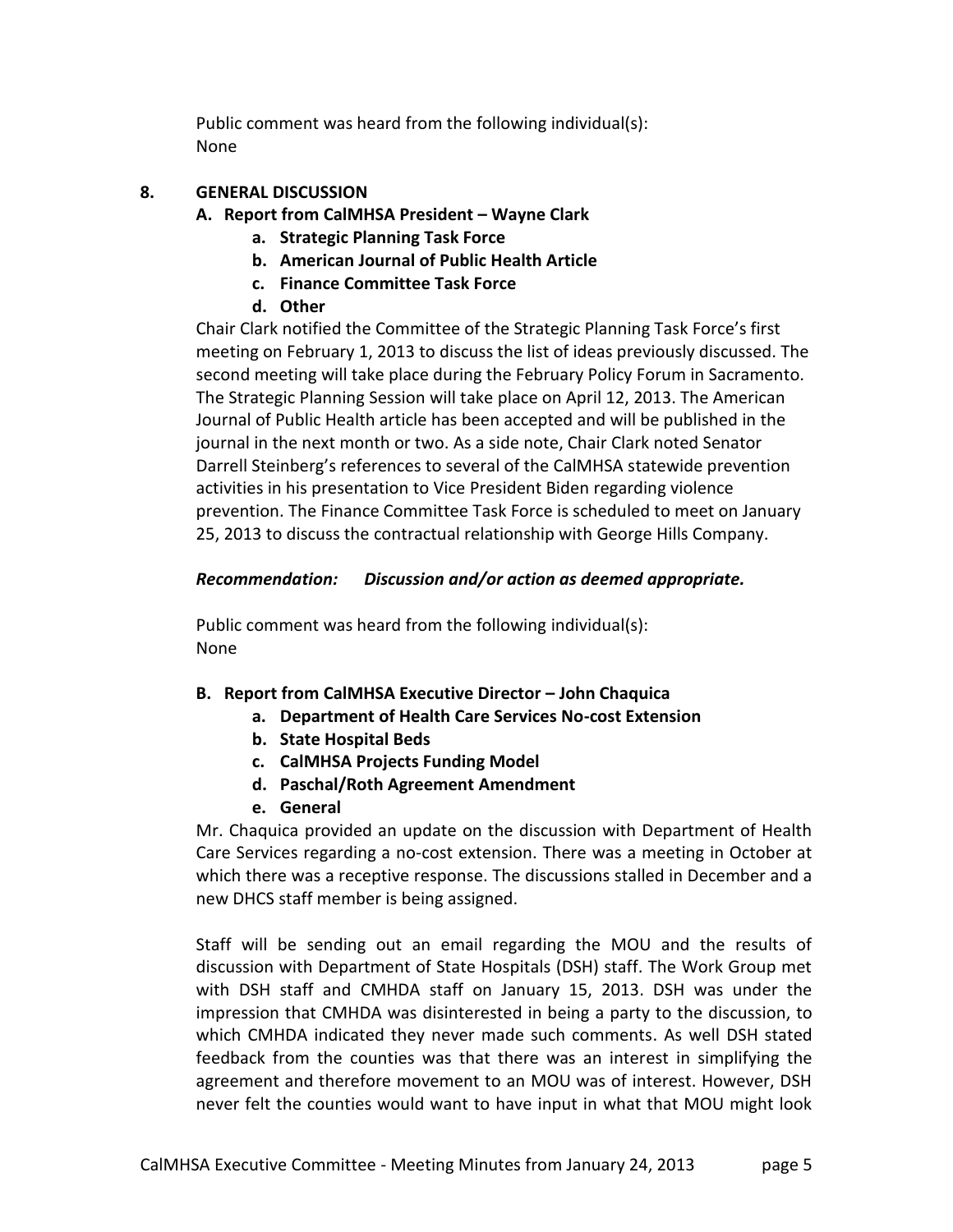Public comment was heard from the following individual(s):
None

## 8. GENERAL DISCUSSION

### A. Report from CalMHSA President – Wayne Clark

- **a. Strategic Planning Task Force**
- **b. American Journal of Public Health Article**
- **c. Finance Committee Task Force**
- **d. Other**

Chair Clark notified the Committee of the Strategic Planning Task Force's first meeting on February 1, 2013 to discuss the list of ideas previously discussed. The second meeting will take place during the February Policy Forum in Sacramento. The Strategic Planning Session will take place on April 12, 2013. The American Journal of Public Health article has been accepted and will be published in the journal in the next month or two. As a side note, Chair Clark noted Senator Darrell Steinberg's references to several of the CalMHSA statewide prevention activities in his presentation to Vice President Biden regarding violence prevention. The Finance Committee Task Force is scheduled to meet on January 25, 2013 to discuss the contractual relationship with George Hills Company.

***Recommendation: Discussion and/or action as deemed appropriate.***

Public comment was heard from the following individual(s):
None

### B. Report from CalMHSA Executive Director – John Chaquica

- **a. Department of Health Care Services No-cost Extension**
- **b. State Hospital Beds**
- **c. CalMHSA Projects Funding Model**
- **d. Paschal/Roth Agreement Amendment**
- **e. General**

Mr. Chaquica provided an update on the discussion with Department of Health Care Services regarding a no-cost extension. There was a meeting in October at which there was a receptive response. The discussions stalled in December and a new DHCS staff member is being assigned.

Staff will be sending out an email regarding the MOU and the results of discussion with Department of State Hospitals (DSH) staff. The Work Group met with DSH staff and CMHDA staff on January 15, 2013. DSH was under the impression that CMHDA was disinterested in being a party to the discussion, to which CMHDA indicated they never made such comments. As well DSH stated feedback from the counties was that there was an interest in simplifying the agreement and therefore movement to an MOU was of interest. However, DSH never felt the counties would want to have input in what that MOU might look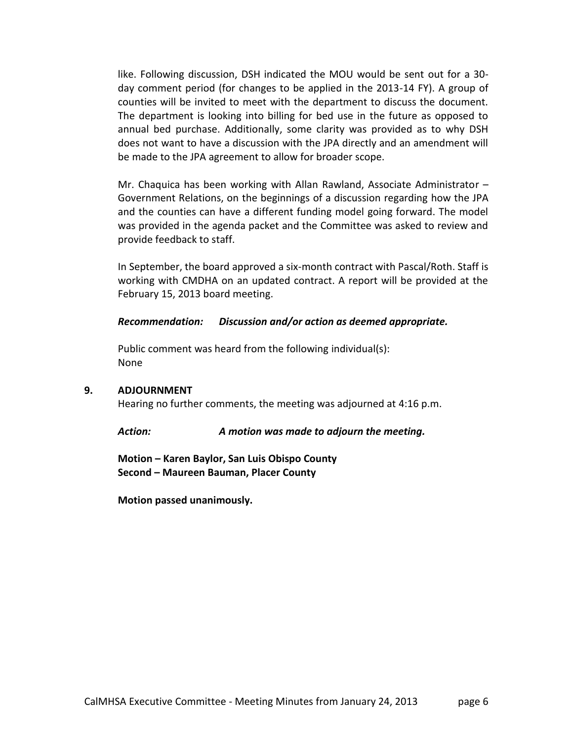like. Following discussion, DSH indicated the MOU would be sent out for a 30-day comment period (for changes to be applied in the 2013-14 FY). A group of counties will be invited to meet with the department to discuss the document. The department is looking into billing for bed use in the future as opposed to annual bed purchase. Additionally, some clarity was provided as to why DSH does not want to have a discussion with the JPA directly and an amendment will be made to the JPA agreement to allow for broader scope.

Mr. Chaquica has been working with Allan Rawland, Associate Administrator – Government Relations, on the beginnings of a discussion regarding how the JPA and the counties can have a different funding model going forward. The model was provided in the agenda packet and the Committee was asked to review and provide feedback to staff.

In September, the board approved a six-month contract with Pascal/Roth. Staff is working with CMDHA on an updated contract. A report will be provided at the February 15, 2013 board meeting.

***Recommendation:*** ***Discussion and/or action as deemed appropriate.***

Public comment was heard from the following individual(s):
None

**9. ADJOURNMENT**

Hearing no further comments, the meeting was adjourned at 4:16 p.m.

***Action:*** ***A motion was made to adjourn the meeting.***

**Motion – Karen Baylor, San Luis Obispo County**
**Second – Maureen Bauman, Placer County**

**Motion passed unanimously.**